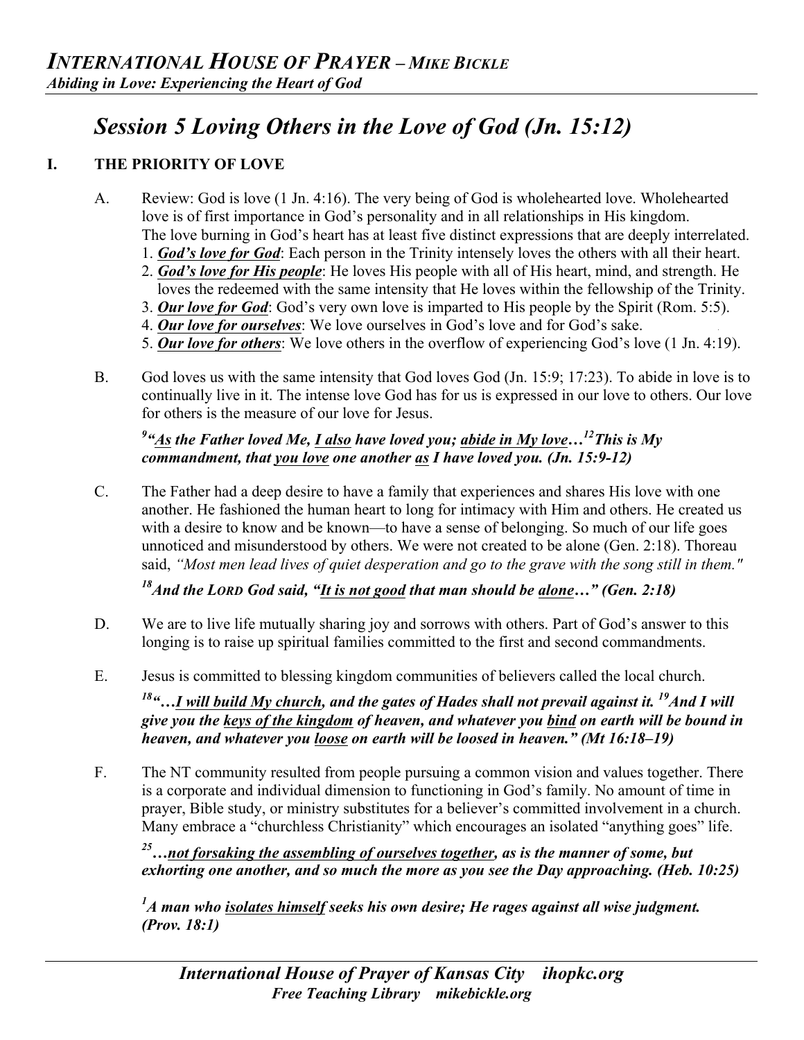# *Session 5 Loving Others in the Love of God (Jn. 15:12)*

## I. THE PRIORITY OF LOVE

A. Review: God is love (1 Jn. 4:16). The very being of God is wholehearted love. Wholehearted love is of first importance in God's personality and in all relationships in His kingdom. The love burning in God's heart has at least five distinct expressions that are deeply interrelated.

1. ***God's love for God***: Each person in the Trinity intensely loves the others with all their heart.
2. ***God's love for His people***: He loves His people with all of His heart, mind, and strength. He loves the redeemed with the same intensity that He loves within the fellowship of the Trinity.
3. ***Our love for God***: God's very own love is imparted to His people by the Spirit (Rom. 5:5).
4. ***Our love for ourselves***: We love ourselves in God's love and for God's sake.
5. ***Our love for others***: We love others in the overflow of experiencing God's love (1 Jn. 4:19).

B. God loves us with the same intensity that God loves God (Jn. 15:9; 17:23). To abide in love is to continually live in it. The intense love God has for us is expressed in our love to others. Our love for others is the measure of our love for Jesus.

***[9]"As the Father loved Me, I also have loved you; abide in My love…[12]This is My commandment, that you love one another as I have loved you. (Jn. 15:9-12)***

C. The Father had a deep desire to have a family that experiences and shares His love with one another. He fashioned the human heart to long for intimacy with Him and others. He created us with a desire to know and be known—to have a sense of belonging. So much of our life goes unnoticed and misunderstood by others. We were not created to be alone (Gen. 2:18). Thoreau said, *"Most men lead lives of quiet desperation and go to the grave with the song still in them."*

***[18]And the LORD God said, "It is not good that man should be alone…" (Gen. 2:18)***

D. We are to live life mutually sharing joy and sorrows with others. Part of God's answer to this longing is to raise up spiritual families committed to the first and second commandments.

E. Jesus is committed to blessing kingdom communities of believers called the local church.

***[18]"…I will build My church, and the gates of Hades shall not prevail against it. [19]And I will give you the keys of the kingdom of heaven, and whatever you bind on earth will be bound in heaven, and whatever you loose on earth will be loosed in heaven." (Mt 16:18–19)***

F. The NT community resulted from people pursuing a common vision and values together. There is a corporate and individual dimension to functioning in God's family. No amount of time in prayer, Bible study, or ministry substitutes for a believer's committed involvement in a church. Many embrace a "churchless Christianity" which encourages an isolated "anything goes" life.

***[25]…not forsaking the assembling of ourselves together, as is the manner of some, but exhorting one another, and so much the more as you see the Day approaching. (Heb. 10:25)***

***[1]A man who isolates himself seeks his own desire; He rages against all wise judgment. (Prov. 18:1)***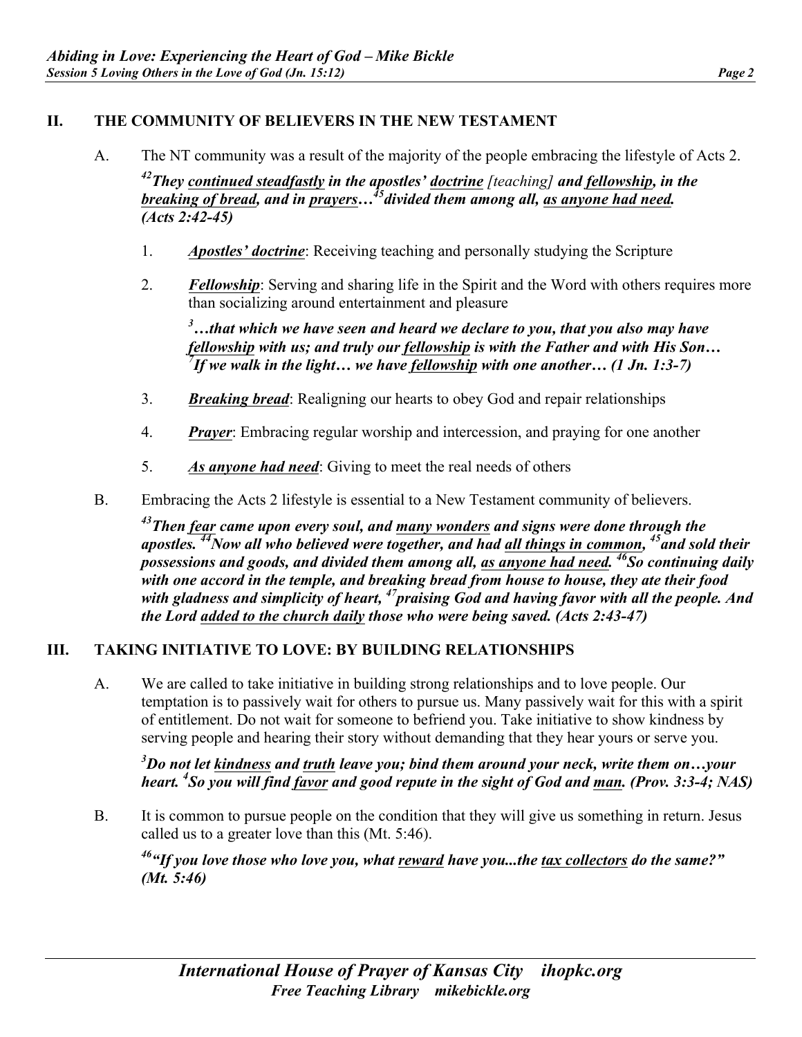## II. THE COMMUNITY OF BELIEVERS IN THE NEW TESTAMENT

A. The NT community was a result of the majority of the people embracing the lifestyle of Acts 2.

***[42]They <u>continued steadfastly</u> in the apostles' <u>doctrine</u>*** *[teaching]* ***and <u>fellowship</u>, in the <u>breaking of bread</u>, and in <u>prayers</u>…[45]divided them among all, <u>as anyone had need</u>. (Acts 2:42-45)***

1. ***<u>Apostles' doctrine</u>***: Receiving teaching and personally studying the Scripture

2. ***<u>Fellowship</u>***: Serving and sharing life in the Spirit and the Word with others requires more than socializing around entertainment and pleasure

   ***[3]…that which we have seen and heard we declare to you, that you also may have <u>fellowship</u> with us; and truly our <u>fellowship</u> is with the Father and with His Son… [7]If we walk in the light… we have <u>fellowship</u> with one another… (1 Jn. 1:3-7)***

3. ***<u>Breaking bread</u>***: Realigning our hearts to obey God and repair relationships

4. ***<u>Prayer</u>***: Embracing regular worship and intercession, and praying for one another

5. ***<u>As anyone had need</u>***: Giving to meet the real needs of others

B. Embracing the Acts 2 lifestyle is essential to a New Testament community of believers.

***[43]Then <u>fear</u> came upon every soul, and <u>many wonders</u> and signs were done through the apostles. [44]Now all who believed were together, and had <u>all things in common</u>, [45]and sold their possessions and goods, and divided them among all, <u>as anyone had need</u>. [46]So continuing daily with one accord in the temple, and breaking bread from house to house, they ate their food with gladness and simplicity of heart, [47]praising God and having favor with all the people. And the Lord <u>added to the church daily</u> those who were being saved. (Acts 2:43-47)***

## III. TAKING INITIATIVE TO LOVE: BY BUILDING RELATIONSHIPS

A. We are called to take initiative in building strong relationships and to love people. Our temptation is to passively wait for others to pursue us. Many passively wait for this with a spirit of entitlement. Do not wait for someone to befriend you. Take initiative to show kindness by serving people and hearing their story without demanding that they hear yours or serve you.

***[3]Do not let <u>kindness</u> and <u>truth</u> leave you; bind them around your neck, write them on…your heart. [4]So you will find <u>favor</u> and good repute in the sight of God and <u>man</u>. (Prov. 3:3-4; NAS)***

B. It is common to pursue people on the condition that they will give us something in return. Jesus called us to a greater love than this (Mt. 5:46).

***[46]"If you love those who love you, what <u>reward</u> have you...the <u>tax collectors</u> do the same?" (Mt. 5:46)***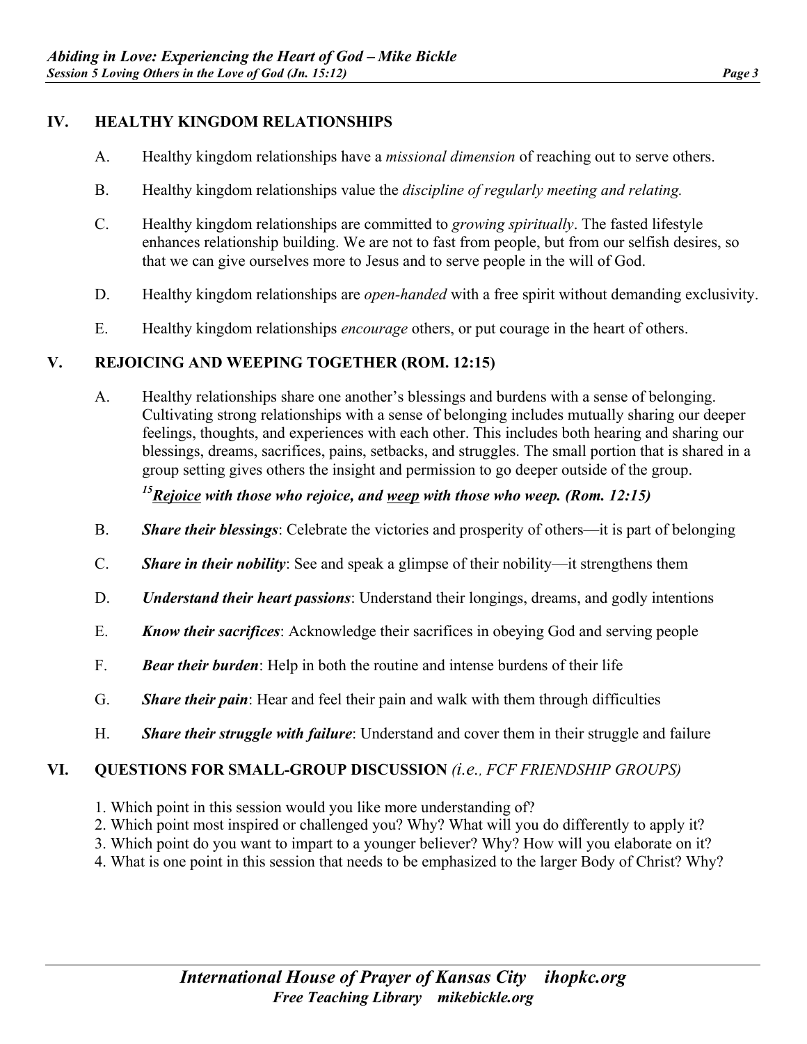## IV. HEALTHY KINGDOM RELATIONSHIPS

A. Healthy kingdom relationships have a *missional dimension* of reaching out to serve others.

B. Healthy kingdom relationships value the *discipline of regularly meeting and relating.*

C. Healthy kingdom relationships are committed to *growing spiritually*. The fasted lifestyle enhances relationship building. We are not to fast from people, but from our selfish desires, so that we can give ourselves more to Jesus and to serve people in the will of God.

D. Healthy kingdom relationships are *open-handed* with a free spirit without demanding exclusivity.

E. Healthy kingdom relationships *encourage* others, or put courage in the heart of others.

## V. REJOICING AND WEEPING TOGETHER (ROM. 12:15)

A. Healthy relationships share one another's blessings and burdens with a sense of belonging. Cultivating strong relationships with a sense of belonging includes mutually sharing our deeper feelings, thoughts, and experiences with each other. This includes both hearing and sharing our blessings, dreams, sacrifices, pains, setbacks, and struggles. The small portion that is shared in a group setting gives others the insight and permission to go deeper outside of the group.

***[15]<u>Rejoice</u> with those who rejoice, and <u>weep</u> with those who weep. (Rom. 12:15)***

B. ***Share their blessings***: Celebrate the victories and prosperity of others—it is part of belonging

C. ***Share in their nobility***: See and speak a glimpse of their nobility—it strengthens them

D. ***Understand their heart passions***: Understand their longings, dreams, and godly intentions

E. ***Know their sacrifices***: Acknowledge their sacrifices in obeying God and serving people

F. ***Bear their burden***: Help in both the routine and intense burdens of their life

G. ***Share their pain***: Hear and feel their pain and walk with them through difficulties

H. ***Share their struggle with failure***: Understand and cover them in their struggle and failure

## VI. QUESTIONS FOR SMALL-GROUP DISCUSSION *(i.e., FCF FRIENDSHIP GROUPS)*

1. Which point in this session would you like more understanding of?
2. Which point most inspired or challenged you? Why? What will you do differently to apply it?
3. Which point do you want to impart to a younger believer? Why? How will you elaborate on it?
4. What is one point in this session that needs to be emphasized to the larger Body of Christ? Why?